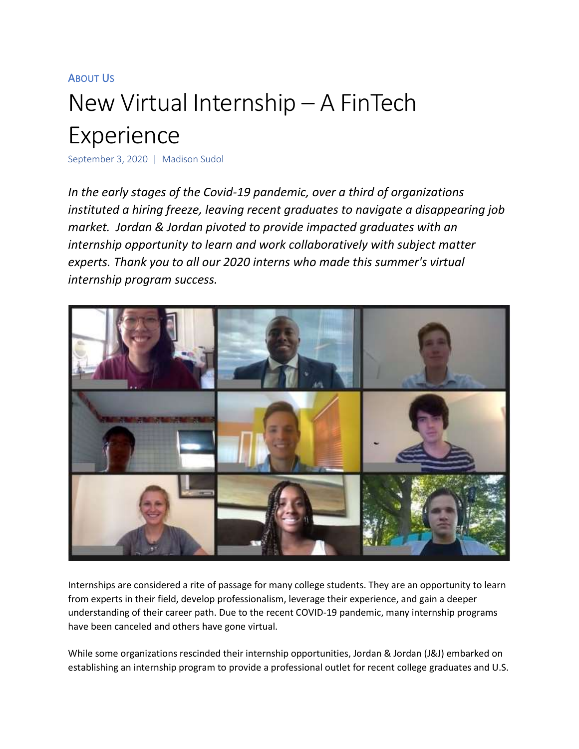About Us

# New Virtual Internship – A FinTech Experience

September 3, 2020 | Madison Sudol

*In the early stages of the Covid-19 pandemic, over a third of organizations instituted a hiring freeze, leaving recent graduates to navigate a disappearing job market. Jordan & Jordan pivoted to provide impacted graduates with an internship opportunity to learn and work collaboratively with subject matter experts. Thank you to all our 2020 interns who made this summer's virtual internship program success.*

Internships are considered a rite of passage for many college students. They are an opportunity to learn from experts in their field, develop professionalism, leverage their experience, and gain a deeper understanding of their career path. Due to the recent COVID-19 pandemic, many internship programs have been canceled and others have gone virtual.

While some organizations rescinded their internship opportunities, Jordan & Jordan (J&J) embarked on establishing an internship program to provide a professional outlet for recent college graduates and U.S.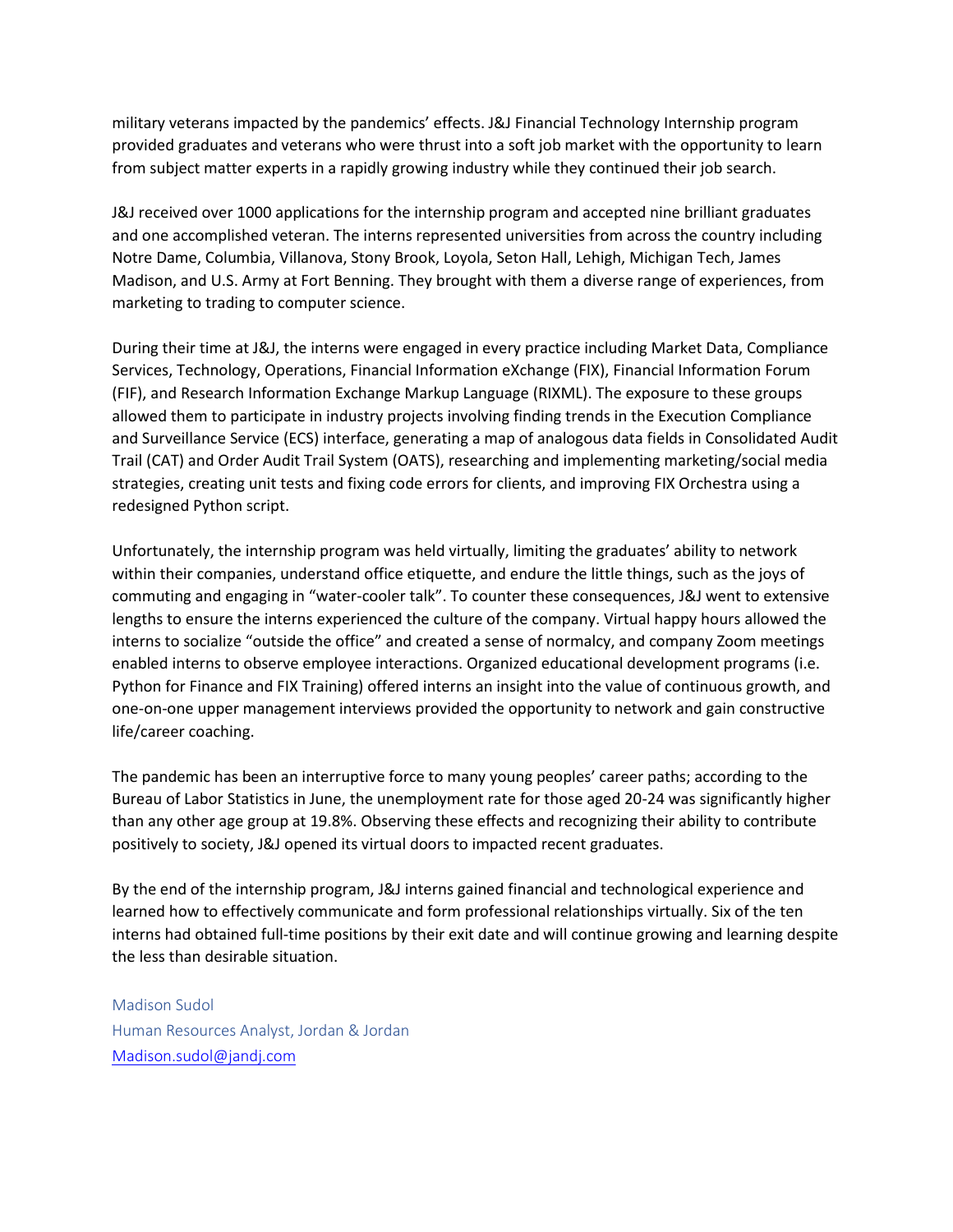military veterans impacted by the pandemics' effects. J&J Financial Technology Internship program provided graduates and veterans who were thrust into a soft job market with the opportunity to learn from subject matter experts in a rapidly growing industry while they continued their job search.

J&J received over 1000 applications for the internship program and accepted nine brilliant graduates and one accomplished veteran. The interns represented universities from across the country including Notre Dame, Columbia, Villanova, Stony Brook, Loyola, Seton Hall, Lehigh, Michigan Tech, James Madison, and U.S. Army at Fort Benning. They brought with them a diverse range of experiences, from marketing to trading to computer science.

During their time at J&J, the interns were engaged in every practice including Market Data, Compliance Services, Technology, Operations, Financial Information eXchange (FIX), Financial Information Forum (FIF), and Research Information Exchange Markup Language (RIXML). The exposure to these groups allowed them to participate in industry projects involving finding trends in the Execution Compliance and Surveillance Service (ECS) interface, generating a map of analogous data fields in Consolidated Audit Trail (CAT) and Order Audit Trail System (OATS), researching and implementing marketing/social media strategies, creating unit tests and fixing code errors for clients, and improving FIX Orchestra using a redesigned Python script.

Unfortunately, the internship program was held virtually, limiting the graduates' ability to network within their companies, understand office etiquette, and endure the little things, such as the joys of commuting and engaging in "water-cooler talk". To counter these consequences, J&J went to extensive lengths to ensure the interns experienced the culture of the company. Virtual happy hours allowed the interns to socialize "outside the office" and created a sense of normalcy, and company Zoom meetings enabled interns to observe employee interactions. Organized educational development programs (i.e. Python for Finance and FIX Training) offered interns an insight into the value of continuous growth, and one-on-one upper management interviews provided the opportunity to network and gain constructive life/career coaching.

The pandemic has been an interruptive force to many young peoples' career paths; according to the Bureau of Labor Statistics in June, the unemployment rate for those aged 20-24 was significantly higher than any other age group at 19.8%. Observing these effects and recognizing their ability to contribute positively to society, J&J opened its virtual doors to impacted recent graduates.

By the end of the internship program, J&J interns gained financial and technological experience and learned how to effectively communicate and form professional relationships virtually. Six of the ten interns had obtained full-time positions by their exit date and will continue growing and learning despite the less than desirable situation.

Madison Sudol  
Human Resources Analyst, Jordan & Jordan  
[Madison.sudol@jandj.com](mailto:Madison.sudol@jandj.com)